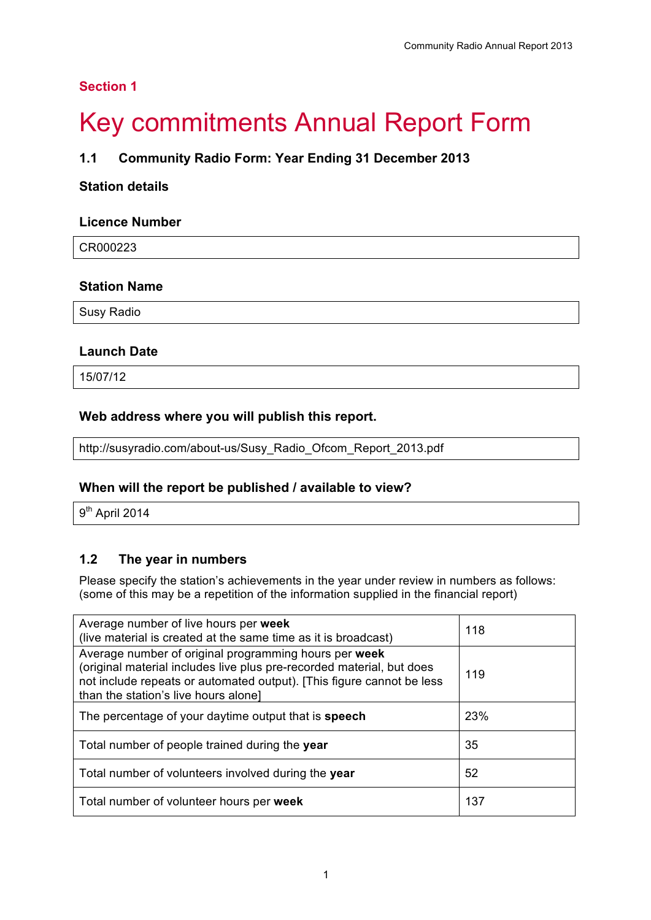## Section 1

# Key commitments Annual Report Form

### 1.1 Community Radio Form: Year Ending 31 December 2013

**Station details**

**Licence Number**

CR000223

**Station Name**

Susy Radio

**Launch Date**

15/07/12

**Web address where you will publish this report.**

http://susyradio.com/about-us/Susy_Radio_Ofcom_Report_2013.pdf

**When will the report be published / available to view?**

9th April 2014

### 1.2 The year in numbers

Please specify the station's achievements in the year under review in numbers as follows: (some of this may be a repetition of the information supplied in the financial report)

| | |
|---|---|
| Average number of live hours per **week** (live material is created at the same time as it is broadcast) | 118 |
| Average number of original programming hours per **week** (original material includes live plus pre-recorded material, but does not include repeats or automated output). [This figure cannot be less than the station's live hours alone] | 119 |
| The percentage of your daytime output that is **speech** | 23% |
| Total number of people trained during the **year** | 35 |
| Total number of volunteers involved during the **year** | 52 |
| Total number of volunteer hours per **week** | 137 |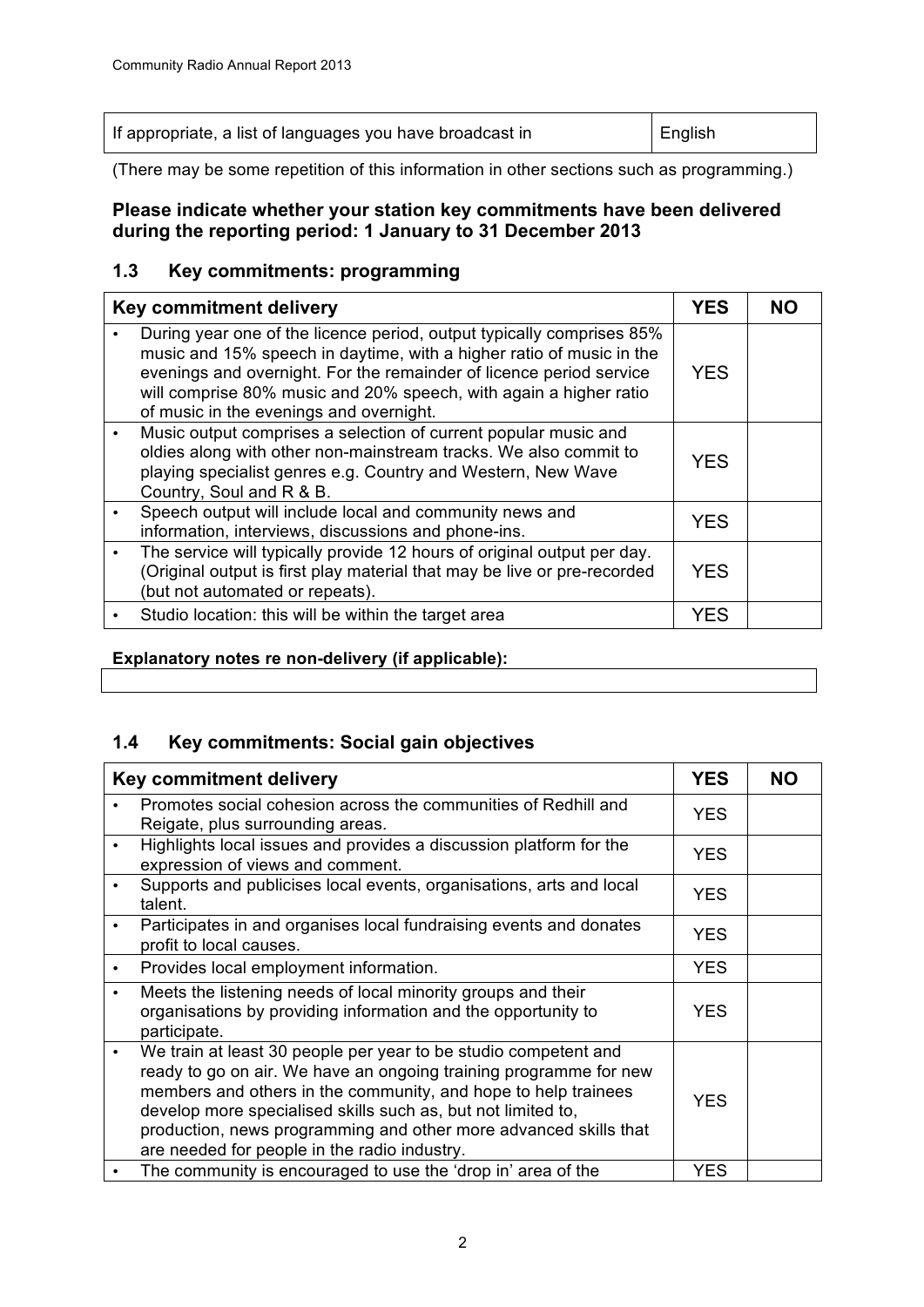| If appropriate, a list of languages you have broadcast in | English |
|---|---|

(There may be some repetition of this information in other sections such as programming.)

**Please indicate whether your station key commitments have been delivered during the reporting period: 1 January to 31 December 2013**

## 1.3 Key commitments: programming

| Key commitment delivery | YES | NO |
|---|---|---|
| • During year one of the licence period, output typically comprises 85% music and 15% speech in daytime, with a higher ratio of music in the evenings and overnight. For the remainder of licence period service will comprise 80% music and 20% speech, with again a higher ratio of music in the evenings and overnight. | YES | |
| • Music output comprises a selection of current popular music and oldies along with other non-mainstream tracks. We also commit to playing specialist genres e.g. Country and Western, New Wave Country, Soul and R & B. | YES | |
| • Speech output will include local and community news and information, interviews, discussions and phone-ins. | YES | |
| • The service will typically provide 12 hours of original output per day. (Original output is first play material that may be live or pre-recorded (but not automated or repeats). | YES | |
| • Studio location: this will be within the target area | YES | |

**Explanatory notes re non-delivery (if applicable):**

## 1.4 Key commitments: Social gain objectives

| Key commitment delivery | YES | NO |
|---|---|---|
| • Promotes social cohesion across the communities of Redhill and Reigate, plus surrounding areas. | YES | |
| • Highlights local issues and provides a discussion platform for the expression of views and comment. | YES | |
| • Supports and publicises local events, organisations, arts and local talent. | YES | |
| • Participates in and organises local fundraising events and donates profit to local causes. | YES | |
| • Provides local employment information. | YES | |
| • Meets the listening needs of local minority groups and their organisations by providing information and the opportunity to participate. | YES | |
| • We train at least 30 people per year to be studio competent and ready to go on air. We have an ongoing training programme for new members and others in the community, and hope to help trainees develop more specialised skills such as, but not limited to, production, news programming and other more advanced skills that are needed for people in the radio industry. | YES | |
| • The community is encouraged to use the 'drop in' area of the | YES | |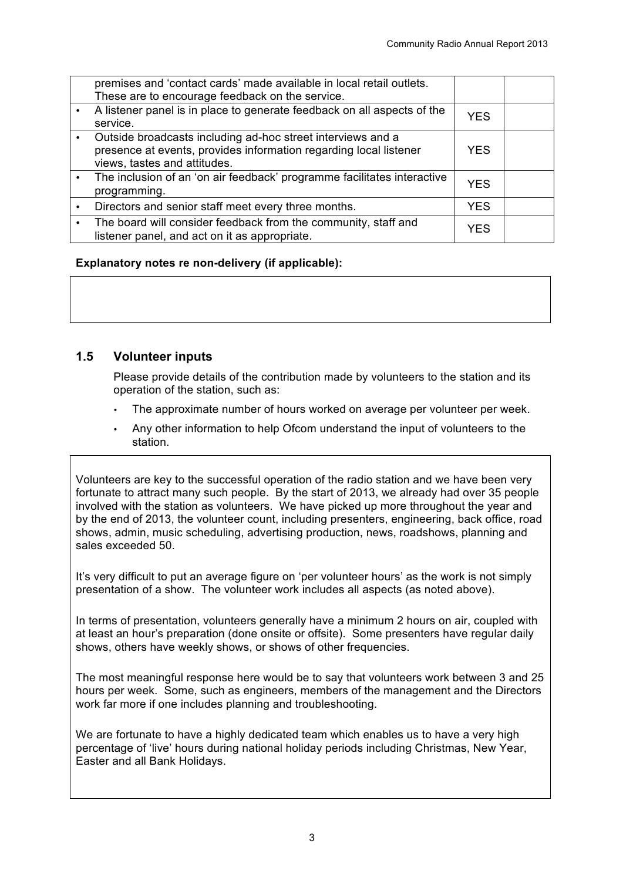| | | |
|---|---|---|
| premises and 'contact cards' made available in local retail outlets. These are to encourage feedback on the service. | | |
| • A listener panel is in place to generate feedback on all aspects of the service. | YES | |
| • Outside broadcasts including ad-hoc street interviews and a presence at events, provides information regarding local listener views, tastes and attitudes. | YES | |
| • The inclusion of an 'on air feedback' programme facilitates interactive programming. | YES | |
| • Directors and senior staff meet every three months. | YES | |
| • The board will consider feedback from the community, staff and listener panel, and act on it as appropriate. | YES | |

**Explanatory notes re non-delivery (if applicable):**

## 1.5 Volunteer inputs

Please provide details of the contribution made by volunteers to the station and its operation of the station, such as:

- The approximate number of hours worked on average per volunteer per week.
- Any other information to help Ofcom understand the input of volunteers to the station.

Volunteers are key to the successful operation of the radio station and we have been very fortunate to attract many such people. By the start of 2013, we already had over 35 people involved with the station as volunteers. We have picked up more throughout the year and by the end of 2013, the volunteer count, including presenters, engineering, back office, road shows, admin, music scheduling, advertising production, news, roadshows, planning and sales exceeded 50.

It's very difficult to put an average figure on 'per volunteer hours' as the work is not simply presentation of a show. The volunteer work includes all aspects (as noted above).

In terms of presentation, volunteers generally have a minimum 2 hours on air, coupled with at least an hour's preparation (done onsite or offsite). Some presenters have regular daily shows, others have weekly shows, or shows of other frequencies.

The most meaningful response here would be to say that volunteers work between 3 and 25 hours per week. Some, such as engineers, members of the management and the Directors work far more if one includes planning and troubleshooting.

We are fortunate to have a highly dedicated team which enables us to have a very high percentage of 'live' hours during national holiday periods including Christmas, New Year, Easter and all Bank Holidays.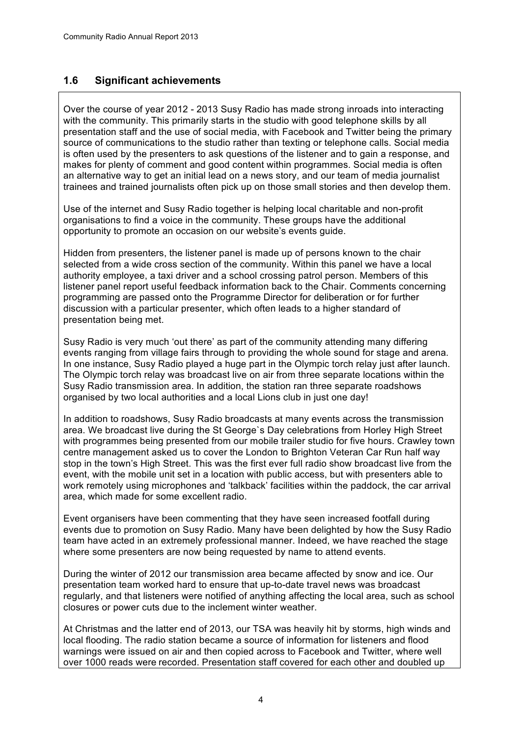## 1.6 Significant achievements

Over the course of year 2012 - 2013 Susy Radio has made strong inroads into interacting with the community. This primarily starts in the studio with good telephone skills by all presentation staff and the use of social media, with Facebook and Twitter being the primary source of communications to the studio rather than texting or telephone calls. Social media is often used by the presenters to ask questions of the listener and to gain a response, and makes for plenty of comment and good content within programmes. Social media is often an alternative way to get an initial lead on a news story, and our team of media journalist trainees and trained journalists often pick up on those small stories and then develop them.

Use of the internet and Susy Radio together is helping local charitable and non-profit organisations to find a voice in the community. These groups have the additional opportunity to promote an occasion on our website's events guide.

Hidden from presenters, the listener panel is made up of persons known to the chair selected from a wide cross section of the community. Within this panel we have a local authority employee, a taxi driver and a school crossing patrol person. Members of this listener panel report useful feedback information back to the Chair. Comments concerning programming are passed onto the Programme Director for deliberation or for further discussion with a particular presenter, which often leads to a higher standard of presentation being met.

Susy Radio is very much 'out there' as part of the community attending many differing events ranging from village fairs through to providing the whole sound for stage and arena. In one instance, Susy Radio played a huge part in the Olympic torch relay just after launch. The Olympic torch relay was broadcast live on air from three separate locations within the Susy Radio transmission area. In addition, the station ran three separate roadshows organised by two local authorities and a local Lions club in just one day!

In addition to roadshows, Susy Radio broadcasts at many events across the transmission area. We broadcast live during the St George`s Day celebrations from Horley High Street with programmes being presented from our mobile trailer studio for five hours. Crawley town centre management asked us to cover the London to Brighton Veteran Car Run half way stop in the town's High Street. This was the first ever full radio show broadcast live from the event, with the mobile unit set in a location with public access, but with presenters able to work remotely using microphones and 'talkback' facilities within the paddock, the car arrival area, which made for some excellent radio.

Event organisers have been commenting that they have seen increased footfall during events due to promotion on Susy Radio. Many have been delighted by how the Susy Radio team have acted in an extremely professional manner. Indeed, we have reached the stage where some presenters are now being requested by name to attend events.

During the winter of 2012 our transmission area became affected by snow and ice. Our presentation team worked hard to ensure that up-to-date travel news was broadcast regularly, and that listeners were notified of anything affecting the local area, such as school closures or power cuts due to the inclement winter weather.

At Christmas and the latter end of 2013, our TSA was heavily hit by storms, high winds and local flooding. The radio station became a source of information for listeners and flood warnings were issued on air and then copied across to Facebook and Twitter, where well over 1000 reads were recorded. Presentation staff covered for each other and doubled up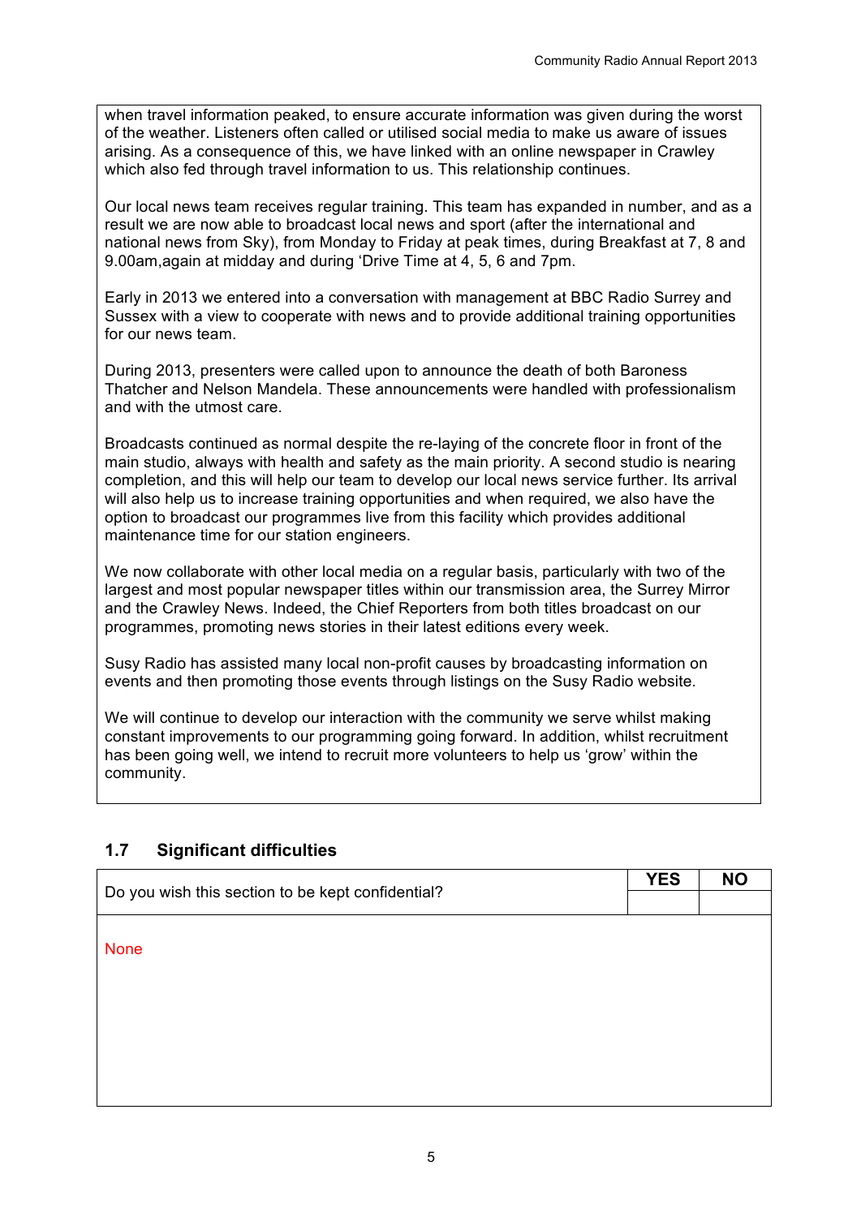when travel information peaked, to ensure accurate information was given during the worst of the weather. Listeners often called or utilised social media to make us aware of issues arising. As a consequence of this, we have linked with an online newspaper in Crawley which also fed through travel information to us. This relationship continues.

Our local news team receives regular training. This team has expanded in number, and as a result we are now able to broadcast local news and sport (after the international and national news from Sky), from Monday to Friday at peak times, during Breakfast at 7, 8 and 9.00am,again at midday and during 'Drive Time at 4, 5, 6 and 7pm.

Early in 2013 we entered into a conversation with management at BBC Radio Surrey and Sussex with a view to cooperate with news and to provide additional training opportunities for our news team.

During 2013, presenters were called upon to announce the death of both Baroness Thatcher and Nelson Mandela. These announcements were handled with professionalism and with the utmost care.

Broadcasts continued as normal despite the re-laying of the concrete floor in front of the main studio, always with health and safety as the main priority. A second studio is nearing completion, and this will help our team to develop our local news service further. Its arrival will also help us to increase training opportunities and when required, we also have the option to broadcast our programmes live from this facility which provides additional maintenance time for our station engineers.

We now collaborate with other local media on a regular basis, particularly with two of the largest and most popular newspaper titles within our transmission area, the Surrey Mirror and the Crawley News. Indeed, the Chief Reporters from both titles broadcast on our programmes, promoting news stories in their latest editions every week.

Susy Radio has assisted many local non-profit causes by broadcasting information on events and then promoting those events through listings on the Susy Radio website.

We will continue to develop our interaction with the community we serve whilst making constant improvements to our programming going forward. In addition, whilst recruitment has been going well, we intend to recruit more volunteers to help us 'grow' within the community.

## 1.7 Significant difficulties

| Do you wish this section to be kept confidential? | YES | NO |
|---|---|---|
| | | |

None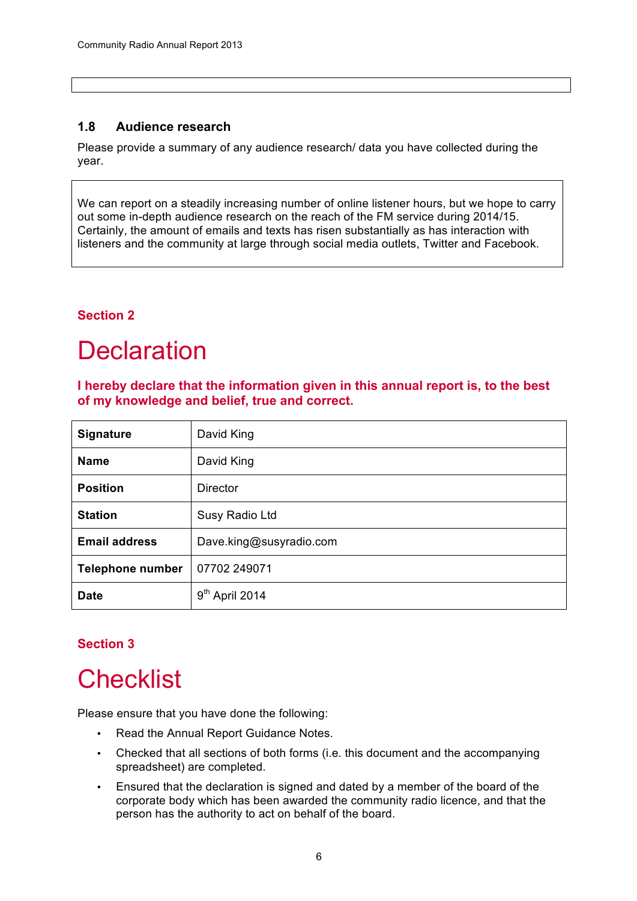### 1.8 Audience research

Please provide a summary of any audience research/ data you have collected during the year.

We can report on a steadily increasing number of online listener hours, but we hope to carry out some in-depth audience research on the reach of the FM service during 2014/15. Certainly, the amount of emails and texts has risen substantially as has interaction with listeners and the community at large through social media outlets, Twitter and Facebook.

**Section 2**

# Declaration

**I hereby declare that the information given in this annual report is, to the best of my knowledge and belief, true and correct.**

| | |
|---|---|
| **Signature** | David King |
| **Name** | David King |
| **Position** | Director |
| **Station** | Susy Radio Ltd |
| **Email address** | Dave.king@susyradio.com |
| **Telephone number** | 07702 249071 |
| **Date** | 9th April 2014 |

**Section 3**

# Checklist

Please ensure that you have done the following:

- Read the Annual Report Guidance Notes.
- Checked that all sections of both forms (i.e. this document and the accompanying spreadsheet) are completed.
- Ensured that the declaration is signed and dated by a member of the board of the corporate body which has been awarded the community radio licence, and that the person has the authority to act on behalf of the board.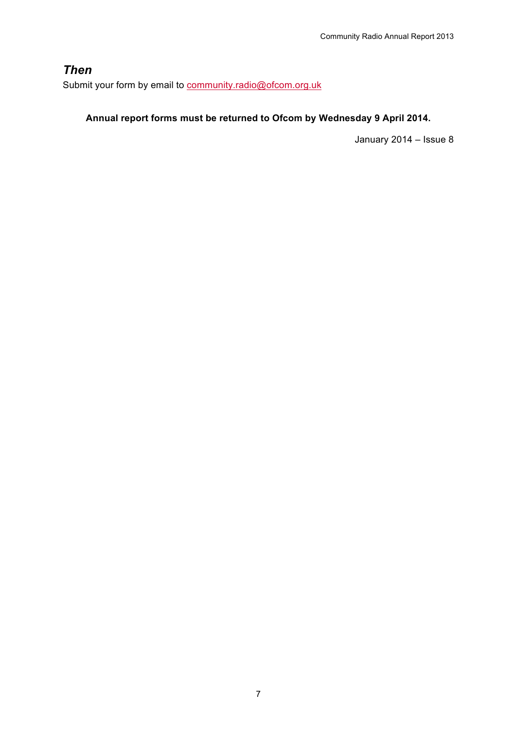### *Then*

Submit your form by email to [community.radio@ofcom.org.uk](mailto:community.radio@ofcom.org.uk)

**Annual report forms must be returned to Ofcom by Wednesday 9 April 2014.**

January 2014 – Issue 8